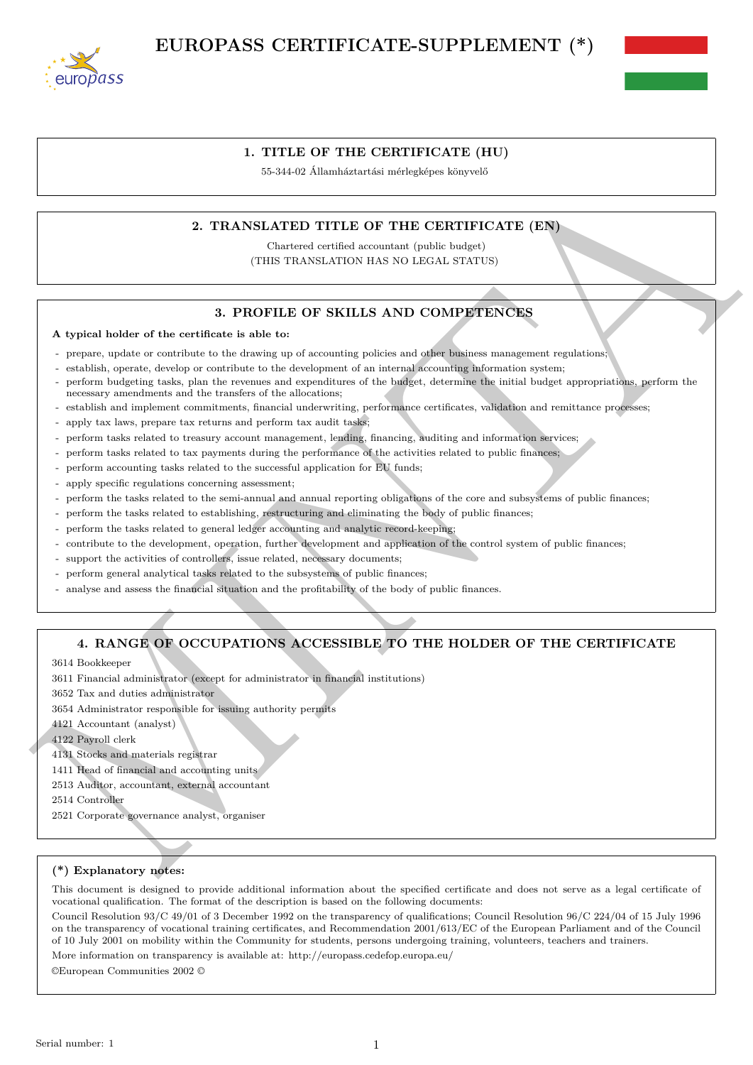# EUROPASS CERTIFICATE-SUPPLEMENT (*)

## 1. TITLE OF THE CERTIFICATE (HU)

55-344-02 Államháztartási mérlegképes könyvelő

## 2. TRANSLATED TITLE OF THE CERTIFICATE (EN)

Chartered certified accountant (public budget)
(THIS TRANSLATION HAS NO LEGAL STATUS)

## 3. PROFILE OF SKILLS AND COMPETENCES

**A typical holder of the certificate is able to:**

- prepare, update or contribute to the drawing up of accounting policies and other business management regulations;
- establish, operate, develop or contribute to the development of an internal accounting information system;
- perform budgeting tasks, plan the revenues and expenditures of the budget, determine the initial budget appropriations, perform the necessary amendments and the transfers of the allocations;
- establish and implement commitments, financial underwriting, performance certificates, validation and remittance processes;
- apply tax laws, prepare tax returns and perform tax audit tasks;
- perform tasks related to treasury account management, lending, financing, auditing and information services;
- perform tasks related to tax payments during the performance of the activities related to public finances;
- perform accounting tasks related to the successful application for EU funds;
- apply specific regulations concerning assessment;
- perform the tasks related to the semi-annual and annual reporting obligations of the core and subsystems of public finances;
- perform the tasks related to establishing, restructuring and eliminating the body of public finances;
- perform the tasks related to general ledger accounting and analytic record-keeping;
- contribute to the development, operation, further development and application of the control system of public finances;
- support the activities of controllers, issue related, necessary documents;
- perform general analytical tasks related to the subsystems of public finances;
- analyse and assess the financial situation and the profitability of the body of public finances.

## 4. RANGE OF OCCUPATIONS ACCESSIBLE TO THE HOLDER OF THE CERTIFICATE

3614 Bookkeeper

3611 Financial administrator (except for administrator in financial institutions)

3652 Tax and duties administrator

3654 Administrator responsible for issuing authority permits

4121 Accountant (analyst)

4122 Payroll clerk

4131 Stocks and materials registrar

1411 Head of financial and accounting units

2513 Auditor, accountant, external accountant

2514 Controller

2521 Corporate governance analyst, organiser

**(*) Explanatory notes:**

This document is designed to provide additional information about the specified certificate and does not serve as a legal certificate of vocational qualification. The format of the description is based on the following documents:

Council Resolution 93/C 49/01 of 3 December 1992 on the transparency of qualifications; Council Resolution 96/C 224/04 of 15 July 1996 on the transparency of vocational training certificates, and Recommendation 2001/613/EC of the European Parliament and of the Council of 10 July 2001 on mobility within the Community for students, persons undergoing training, volunteers, teachers and trainers.

More information on transparency is available at: http://europass.cedefop.europa.eu/

©European Communities 2002 ©

Serial number: 1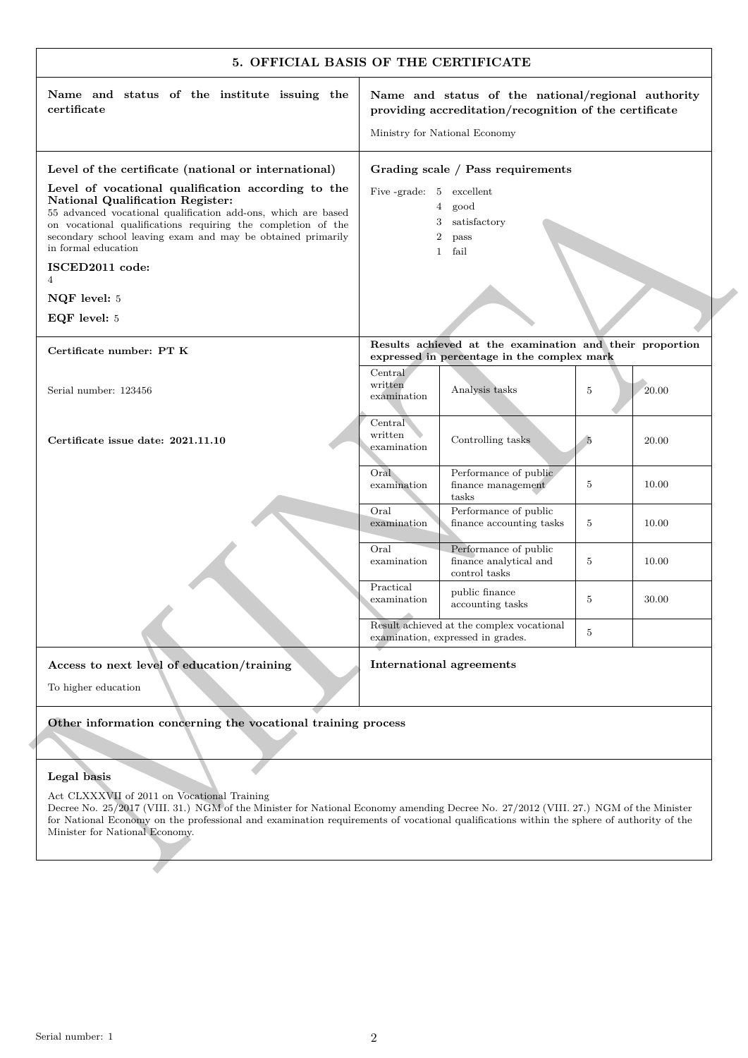## 5. OFFICIAL BASIS OF THE CERTIFICATE

**Name and status of the institute issuing the certificate**

**Name and status of the national/regional authority providing accreditation/recognition of the certificate**

Ministry for National Economy

**Level of the certificate (national or international)**

**Level of vocational qualification according to the National Qualification Register:**
55 advanced vocational qualification add-ons, which are based on vocational qualifications requiring the completion of the secondary school leaving exam and may be obtained primarily in formal education

**ISCED2011 code:**
4

**NQF level:** 5

**EQF level:** 5

**Grading scale / Pass requirements**

Five -grade:
- 5 excellent
- 4 good
- 3 satisfactory
- 2 pass
- 1 fail

**Certificate number: PT K**

Serial number: 123456

**Certificate issue date: 2021.11.10**

**Results achieved at the examination and their proportion expressed in percentage in the complex mark**

| Examination | Task | Grade | Proportion (%) |
|---|---|---|---|
| Central written examination | Analysis tasks | 5 | 20.00 |
| Central written examination | Controlling tasks | 5 | 20.00 |
| Oral examination | Performance of public finance management tasks | 5 | 10.00 |
| Oral examination | Performance of public finance accounting tasks | 5 | 10.00 |
| Oral examination | Performance of public finance analytical and control tasks | 5 | 10.00 |
| Practical examination | public finance accounting tasks | 5 | 30.00 |
| Result achieved at the complex vocational examination, expressed in grades. | | 5 | |

**Access to next level of education/training**

To higher education

**International agreements**

**Other information concerning the vocational training process**

**Legal basis**

Act CLXXXVII of 2011 on Vocational Training
Decree No. 25/2017 (VIII. 31.) NGM of the Minister for National Economy amending Decree No. 27/2012 (VIII. 27.) NGM of the Minister for National Economy on the professional and examination requirements of vocational qualifications within the sphere of authority of the Minister for National Economy.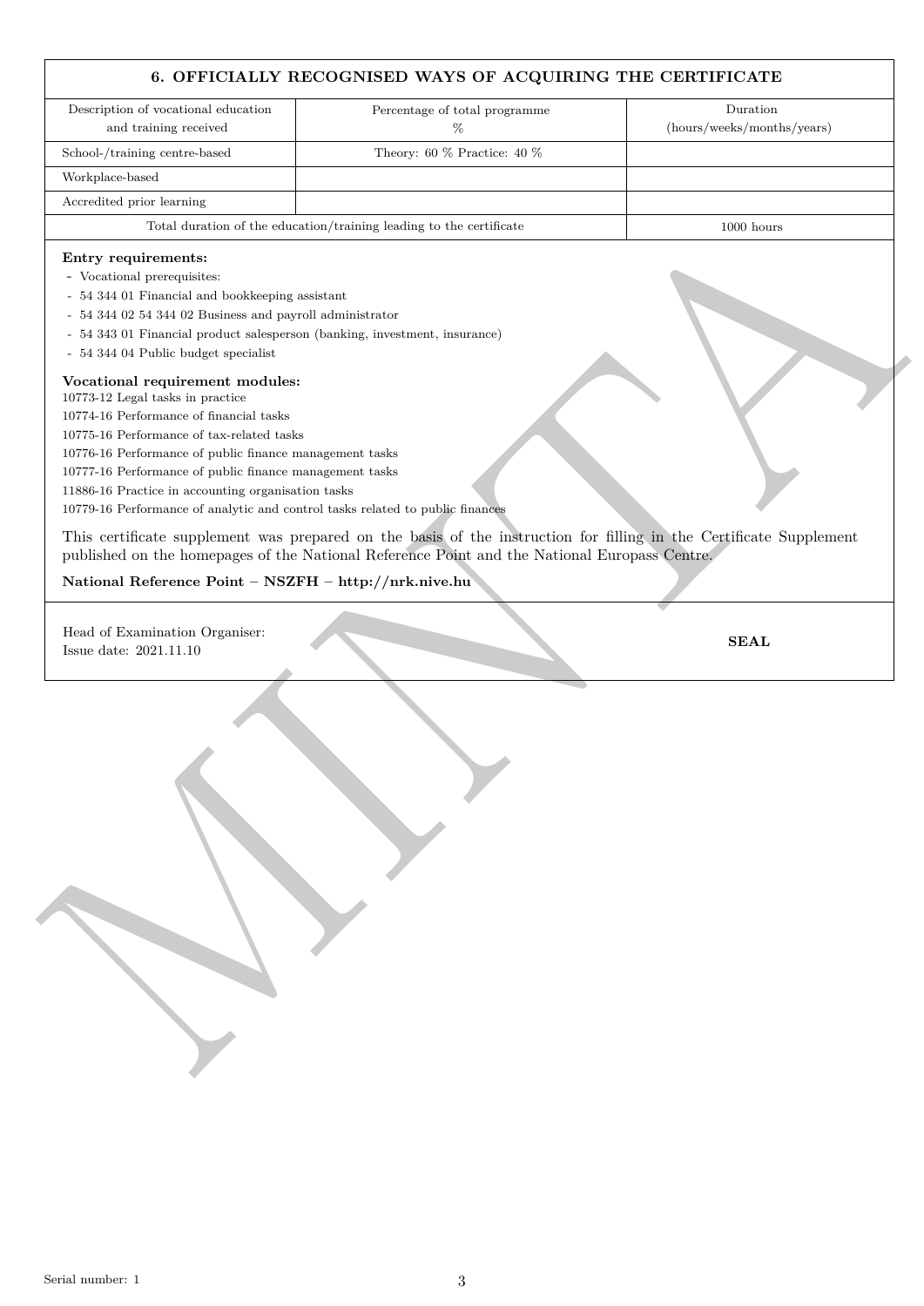## 6. OFFICIALLY RECOGNISED WAYS OF ACQUIRING THE CERTIFICATE

| Description of vocational education and training received | Percentage of total programme % | Duration (hours/weeks/months/years) |
|---|---|---|
| School-/training centre-based | Theory: 60 % Practice: 40 % | |
| Workplace-based | | |
| Accredited prior learning | | |
| Total duration of the education/training leading to the certificate | | 1000 hours |

**Entry requirements:**

- Vocational prerequisites:
- 54 344 01 Financial and bookkeeping assistant
- 54 344 02 54 344 02 Business and payroll administrator
- 54 343 01 Financial product salesperson (banking, investment, insurance)
- 54 344 04 Public budget specialist

**Vocational requirement modules:**

10773-12 Legal tasks in practice
10774-16 Performance of financial tasks
10775-16 Performance of tax-related tasks
10776-16 Performance of public finance management tasks
10777-16 Performance of public finance management tasks
11886-16 Practice in accounting organisation tasks
10779-16 Performance of analytic and control tasks related to public finances

This certificate supplement was prepared on the basis of the instruction for filling in the Certificate Supplement published on the homepages of the National Reference Point and the National Europass Centre.

**National Reference Point – NSZFH – http://nrk.nive.hu**

Head of Examination Organiser:
Issue date: 2021.11.10

**SEAL**

Serial number: 1